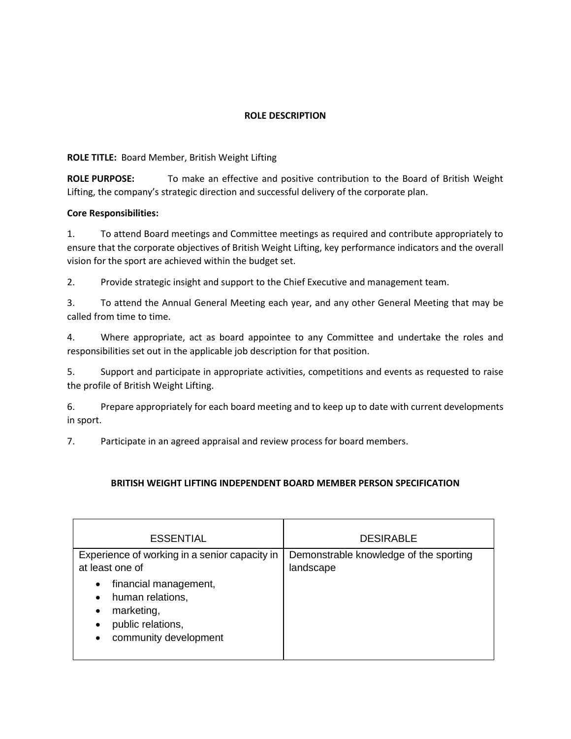# ROLE DESCRIPTION

**ROLE TITLE:** Board Member, British Weight Lifting

**ROLE PURPOSE:** To make an effective and positive contribution to the Board of British Weight Lifting, the company's strategic direction and successful delivery of the corporate plan.

**Core Responsibilities:**

1. To attend Board meetings and Committee meetings as required and contribute appropriately to ensure that the corporate objectives of British Weight Lifting, key performance indicators and the overall vision for the sport are achieved within the budget set.

2. Provide strategic insight and support to the Chief Executive and management team.

3. To attend the Annual General Meeting each year, and any other General Meeting that may be called from time to time.

4. Where appropriate, act as board appointee to any Committee and undertake the roles and responsibilities set out in the applicable job description for that position.

5. Support and participate in appropriate activities, competitions and events as requested to raise the profile of British Weight Lifting.

6. Prepare appropriately for each board meeting and to keep up to date with current developments in sport.

7. Participate in an agreed appraisal and review process for board members.

## BRITISH WEIGHT LIFTING INDEPENDENT BOARD MEMBER PERSON SPECIFICATION

| ESSENTIAL | DESIRABLE |
|---|---|
| Experience of working in a senior capacity in at least one of<br>• financial management,<br>• human relations,<br>• marketing,<br>• public relations,<br>• community development | Demonstrable knowledge of the sporting landscape |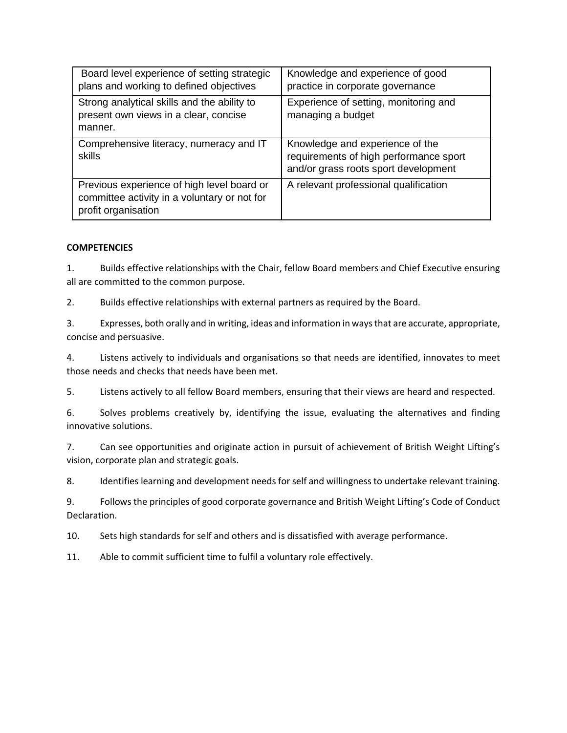| | |
|---|---|
| Board level experience of setting strategic plans and working to defined objectives | Knowledge and experience of good practice in corporate governance |
| Strong analytical skills and the ability to present own views in a clear, concise manner. | Experience of setting, monitoring and managing a budget |
| Comprehensive literacy, numeracy and IT skills | Knowledge and experience of the requirements of high performance sport and/or grass roots sport development |
| Previous experience of high level board or committee activity in a voluntary or not for profit organisation | A relevant professional qualification |

**COMPETENCIES**

1. Builds effective relationships with the Chair, fellow Board members and Chief Executive ensuring all are committed to the common purpose.

2. Builds effective relationships with external partners as required by the Board.

3. Expresses, both orally and in writing, ideas and information in ways that are accurate, appropriate, concise and persuasive.

4. Listens actively to individuals and organisations so that needs are identified, innovates to meet those needs and checks that needs have been met.

5. Listens actively to all fellow Board members, ensuring that their views are heard and respected.

6. Solves problems creatively by, identifying the issue, evaluating the alternatives and finding innovative solutions.

7. Can see opportunities and originate action in pursuit of achievement of British Weight Lifting's vision, corporate plan and strategic goals.

8. Identifies learning and development needs for self and willingness to undertake relevant training.

9. Follows the principles of good corporate governance and British Weight Lifting's Code of Conduct Declaration.

10. Sets high standards for self and others and is dissatisfied with average performance.

11. Able to commit sufficient time to fulfil a voluntary role effectively.